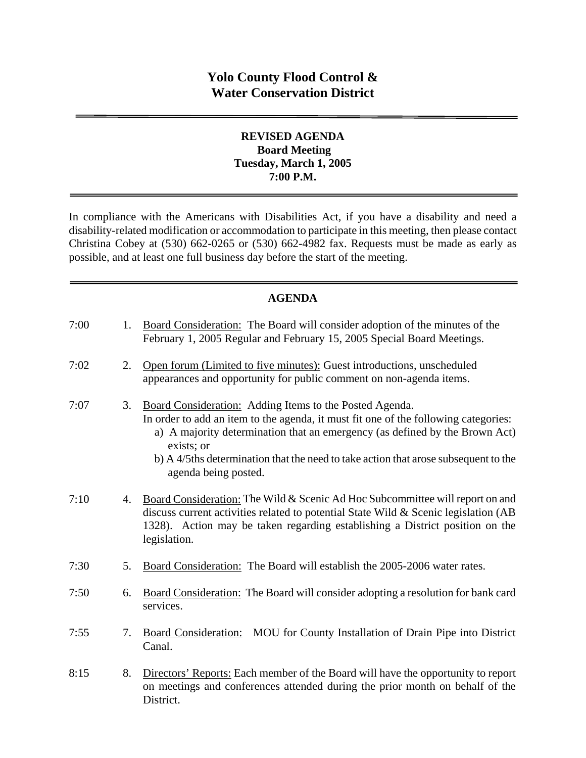# Yolo County Flood Control & Water Conservation District

## REVISED AGENDA
**Board Meeting**
**Tuesday, March 1, 2005**
**7:00 P.M.**

In compliance with the Americans with Disabilities Act, if you have a disability and need a disability-related modification or accommodation to participate in this meeting, then please contact Christina Cobey at (530) 662-0265 or (530) 662-4982 fax. Requests must be made as early as possible, and at least one full business day before the start of the meeting.

## AGENDA

7:00 1. Board Consideration: The Board will consider adoption of the minutes of the February 1, 2005 Regular and February 15, 2005 Special Board Meetings.

7:02 2. Open forum (Limited to five minutes): Guest introductions, unscheduled appearances and opportunity for public comment on non-agenda items.

7:07 3. Board Consideration: Adding Items to the Posted Agenda.
In order to add an item to the agenda, it must fit one of the following categories:
   a) A majority determination that an emergency (as defined by the Brown Act) exists; or
   b) A 4/5ths determination that the need to take action that arose subsequent to the agenda being posted.

7:10 4. Board Consideration: The Wild & Scenic Ad Hoc Subcommittee will report on and discuss current activities related to potential State Wild & Scenic legislation (AB 1328). Action may be taken regarding establishing a District position on the legislation.

7:30 5. Board Consideration: The Board will establish the 2005-2006 water rates.

7:50 6. Board Consideration: The Board will consider adopting a resolution for bank card services.

7:55 7. Board Consideration: MOU for County Installation of Drain Pipe into District Canal.

8:15 8. Directors' Reports: Each member of the Board will have the opportunity to report on meetings and conferences attended during the prior month on behalf of the District.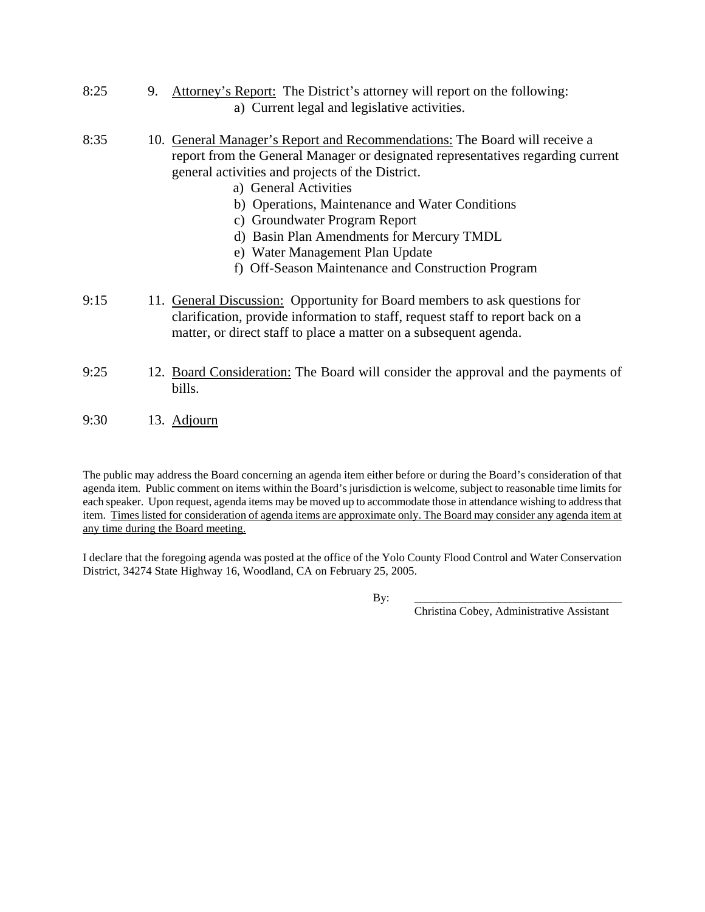8:25 9. <u>Attorney's Report:</u> The District's attorney will report on the following:

    a) Current legal and legislative activities.

8:35 10. <u>General Manager's Report and Recommendations:</u> The Board will receive a report from the General Manager or designated representatives regarding current general activities and projects of the District.

    a) General Activities
    b) Operations, Maintenance and Water Conditions
    c) Groundwater Program Report
    d) Basin Plan Amendments for Mercury TMDL
    e) Water Management Plan Update
    f) Off-Season Maintenance and Construction Program

9:15 11. <u>General Discussion:</u> Opportunity for Board members to ask questions for clarification, provide information to staff, request staff to report back on a matter, or direct staff to place a matter on a subsequent agenda.

9:25 12. <u>Board Consideration:</u> The Board will consider the approval and the payments of bills.

9:30 13. <u>Adjourn</u>

The public may address the Board concerning an agenda item either before or during the Board's consideration of that agenda item. Public comment on items within the Board's jurisdiction is welcome, subject to reasonable time limits for each speaker. Upon request, agenda items may be moved up to accommodate those in attendance wishing to address that item. <u>Times listed for consideration of agenda items are approximate only. The Board may consider any agenda item at any time during the Board meeting.</u>

I declare that the foregoing agenda was posted at the office of the Yolo County Flood Control and Water Conservation District, 34274 State Highway 16, Woodland, CA on February 25, 2005.

By: ___________________________________

Christina Cobey, Administrative Assistant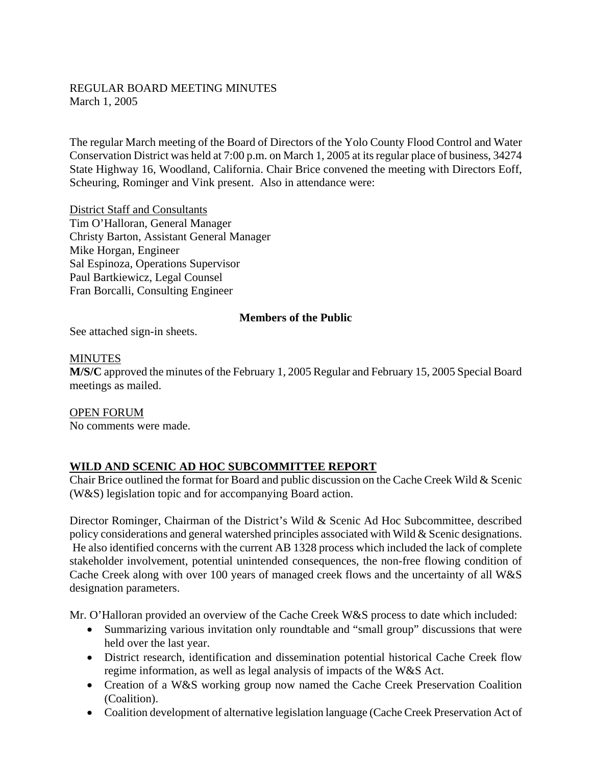REGULAR BOARD MEETING MINUTES
March 1, 2005

The regular March meeting of the Board of Directors of the Yolo County Flood Control and Water Conservation District was held at 7:00 p.m. on March 1, 2005 at its regular place of business, 34274 State Highway 16, Woodland, California. Chair Brice convened the meeting with Directors Eoff, Scheuring, Rominger and Vink present. Also in attendance were:

District Staff and Consultants
Tim O'Halloran, General Manager
Christy Barton, Assistant General Manager
Mike Horgan, Engineer
Sal Espinoza, Operations Supervisor
Paul Bartkiewicz, Legal Counsel
Fran Borcalli, Consulting Engineer

**Members of the Public**

See attached sign-in sheets.

MINUTES

**M/S/C** approved the minutes of the February 1, 2005 Regular and February 15, 2005 Special Board meetings as mailed.

OPEN FORUM

No comments were made.

## WILD AND SCENIC AD HOC SUBCOMMITTEE REPORT

Chair Brice outlined the format for Board and public discussion on the Cache Creek Wild & Scenic (W&S) legislation topic and for accompanying Board action.

Director Rominger, Chairman of the District's Wild & Scenic Ad Hoc Subcommittee, described policy considerations and general watershed principles associated with Wild & Scenic designations. He also identified concerns with the current AB 1328 process which included the lack of complete stakeholder involvement, potential unintended consequences, the non-free flowing condition of Cache Creek along with over 100 years of managed creek flows and the uncertainty of all W&S designation parameters.

Mr. O'Halloran provided an overview of the Cache Creek W&S process to date which included:

- Summarizing various invitation only roundtable and "small group" discussions that were held over the last year.
- District research, identification and dissemination potential historical Cache Creek flow regime information, as well as legal analysis of impacts of the W&S Act.
- Creation of a W&S working group now named the Cache Creek Preservation Coalition (Coalition).
- Coalition development of alternative legislation language (Cache Creek Preservation Act of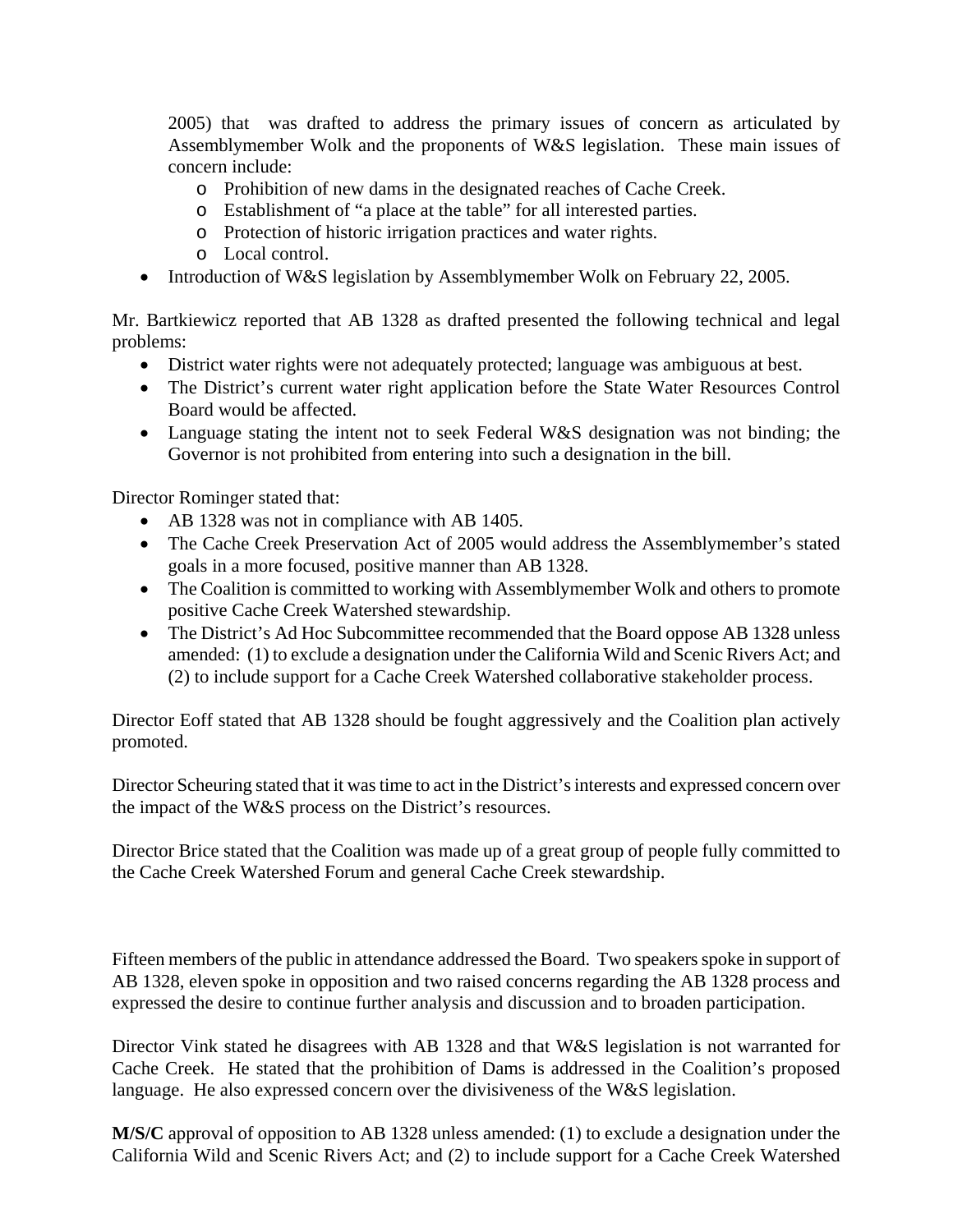2005) that was drafted to address the primary issues of concern as articulated by Assemblymember Wolk and the proponents of W&S legislation. These main issues of concern include:
  - Prohibition of new dams in the designated reaches of Cache Creek.
  - Establishment of "a place at the table" for all interested parties.
  - Protection of historic irrigation practices and water rights.
  - Local control.
- Introduction of W&S legislation by Assemblymember Wolk on February 22, 2005.

Mr. Bartkiewicz reported that AB 1328 as drafted presented the following technical and legal problems:

- District water rights were not adequately protected; language was ambiguous at best.
- The District's current water right application before the State Water Resources Control Board would be affected.
- Language stating the intent not to seek Federal W&S designation was not binding; the Governor is not prohibited from entering into such a designation in the bill.

Director Rominger stated that:

- AB 1328 was not in compliance with AB 1405.
- The Cache Creek Preservation Act of 2005 would address the Assemblymember's stated goals in a more focused, positive manner than AB 1328.
- The Coalition is committed to working with Assemblymember Wolk and others to promote positive Cache Creek Watershed stewardship.
- The District's Ad Hoc Subcommittee recommended that the Board oppose AB 1328 unless amended: (1) to exclude a designation under the California Wild and Scenic Rivers Act; and (2) to include support for a Cache Creek Watershed collaborative stakeholder process.

Director Eoff stated that AB 1328 should be fought aggressively and the Coalition plan actively promoted.

Director Scheuring stated that it was time to act in the District's interests and expressed concern over the impact of the W&S process on the District's resources.

Director Brice stated that the Coalition was made up of a great group of people fully committed to the Cache Creek Watershed Forum and general Cache Creek stewardship.

Fifteen members of the public in attendance addressed the Board. Two speakers spoke in support of AB 1328, eleven spoke in opposition and two raised concerns regarding the AB 1328 process and expressed the desire to continue further analysis and discussion and to broaden participation.

Director Vink stated he disagrees with AB 1328 and that W&S legislation is not warranted for Cache Creek. He stated that the prohibition of Dams is addressed in the Coalition's proposed language. He also expressed concern over the divisiveness of the W&S legislation.

**M/S/C** approval of opposition to AB 1328 unless amended: (1) to exclude a designation under the California Wild and Scenic Rivers Act; and (2) to include support for a Cache Creek Watershed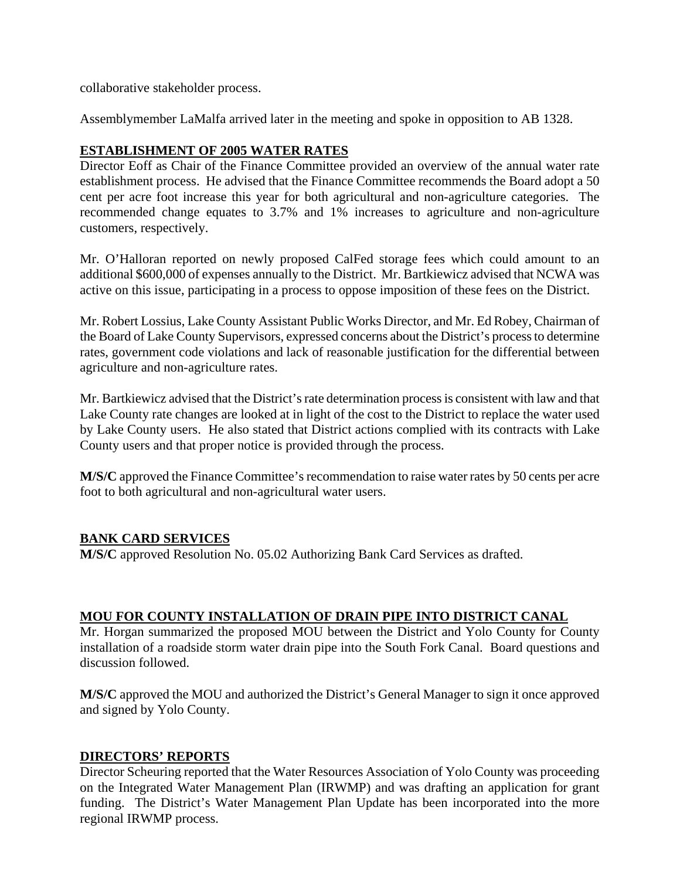collaborative stakeholder process.

Assemblymember LaMalfa arrived later in the meeting and spoke in opposition to AB 1328.

## ESTABLISHMENT OF 2005 WATER RATES

Director Eoff as Chair of the Finance Committee provided an overview of the annual water rate establishment process. He advised that the Finance Committee recommends the Board adopt a 50 cent per acre foot increase this year for both agricultural and non-agriculture categories. The recommended change equates to 3.7% and 1% increases to agriculture and non-agriculture customers, respectively.

Mr. O'Halloran reported on newly proposed CalFed storage fees which could amount to an additional $600,000 of expenses annually to the District. Mr. Bartkiewicz advised that NCWA was active on this issue, participating in a process to oppose imposition of these fees on the District.

Mr. Robert Lossius, Lake County Assistant Public Works Director, and Mr. Ed Robey, Chairman of the Board of Lake County Supervisors, expressed concerns about the District's process to determine rates, government code violations and lack of reasonable justification for the differential between agriculture and non-agriculture rates.

Mr. Bartkiewicz advised that the District's rate determination process is consistent with law and that Lake County rate changes are looked at in light of the cost to the District to replace the water used by Lake County users. He also stated that District actions complied with its contracts with Lake County users and that proper notice is provided through the process.

**M/S/C** approved the Finance Committee's recommendation to raise water rates by 50 cents per acre foot to both agricultural and non-agricultural water users.

## BANK CARD SERVICES

**M/S/C** approved Resolution No. 05.02 Authorizing Bank Card Services as drafted.

## MOU FOR COUNTY INSTALLATION OF DRAIN PIPE INTO DISTRICT CANAL

Mr. Horgan summarized the proposed MOU between the District and Yolo County for County installation of a roadside storm water drain pipe into the South Fork Canal. Board questions and discussion followed.

**M/S/C** approved the MOU and authorized the District's General Manager to sign it once approved and signed by Yolo County.

## DIRECTORS' REPORTS

Director Scheuring reported that the Water Resources Association of Yolo County was proceeding on the Integrated Water Management Plan (IRWMP) and was drafting an application for grant funding. The District's Water Management Plan Update has been incorporated into the more regional IRWMP process.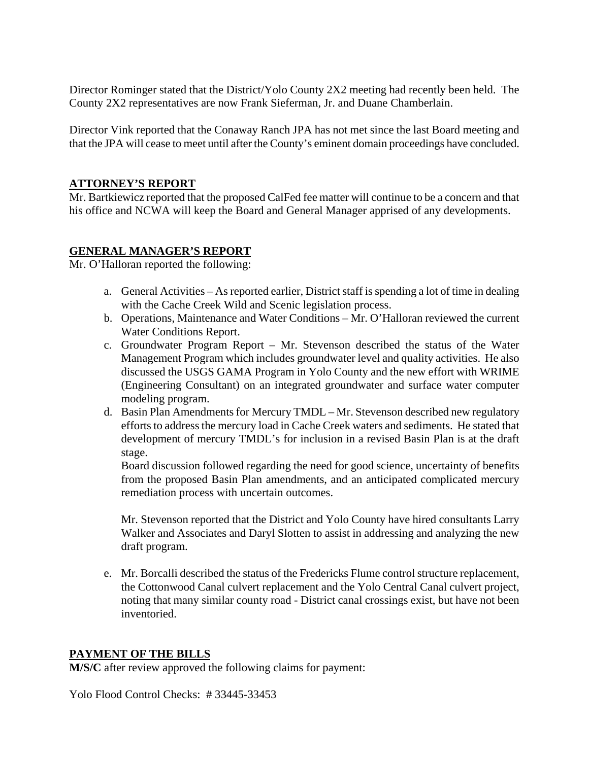Director Rominger stated that the District/Yolo County 2X2 meeting had recently been held. The County 2X2 representatives are now Frank Sieferman, Jr. and Duane Chamberlain.

Director Vink reported that the Conaway Ranch JPA has not met since the last Board meeting and that the JPA will cease to meet until after the County's eminent domain proceedings have concluded.

## ATTORNEY'S REPORT

Mr. Bartkiewicz reported that the proposed CalFed fee matter will continue to be a concern and that his office and NCWA will keep the Board and General Manager apprised of any developments.

## GENERAL MANAGER'S REPORT

Mr. O'Halloran reported the following:

a. General Activities – As reported earlier, District staff is spending a lot of time in dealing with the Cache Creek Wild and Scenic legislation process.
b. Operations, Maintenance and Water Conditions – Mr. O'Halloran reviewed the current Water Conditions Report.
c. Groundwater Program Report – Mr. Stevenson described the status of the Water Management Program which includes groundwater level and quality activities. He also discussed the USGS GAMA Program in Yolo County and the new effort with WRIME (Engineering Consultant) on an integrated groundwater and surface water computer modeling program.
d. Basin Plan Amendments for Mercury TMDL – Mr. Stevenson described new regulatory efforts to address the mercury load in Cache Creek waters and sediments. He stated that development of mercury TMDL's for inclusion in a revised Basin Plan is at the draft stage.
   Board discussion followed regarding the need for good science, uncertainty of benefits from the proposed Basin Plan amendments, and an anticipated complicated mercury remediation process with uncertain outcomes.

   Mr. Stevenson reported that the District and Yolo County have hired consultants Larry Walker and Associates and Daryl Slotten to assist in addressing and analyzing the new draft program.

e. Mr. Borcalli described the status of the Fredericks Flume control structure replacement, the Cottonwood Canal culvert replacement and the Yolo Central Canal culvert project, noting that many similar county road - District canal crossings exist, but have not been inventoried.

## PAYMENT OF THE BILLS

**M/S/C** after review approved the following claims for payment:

Yolo Flood Control Checks: # 33445-33453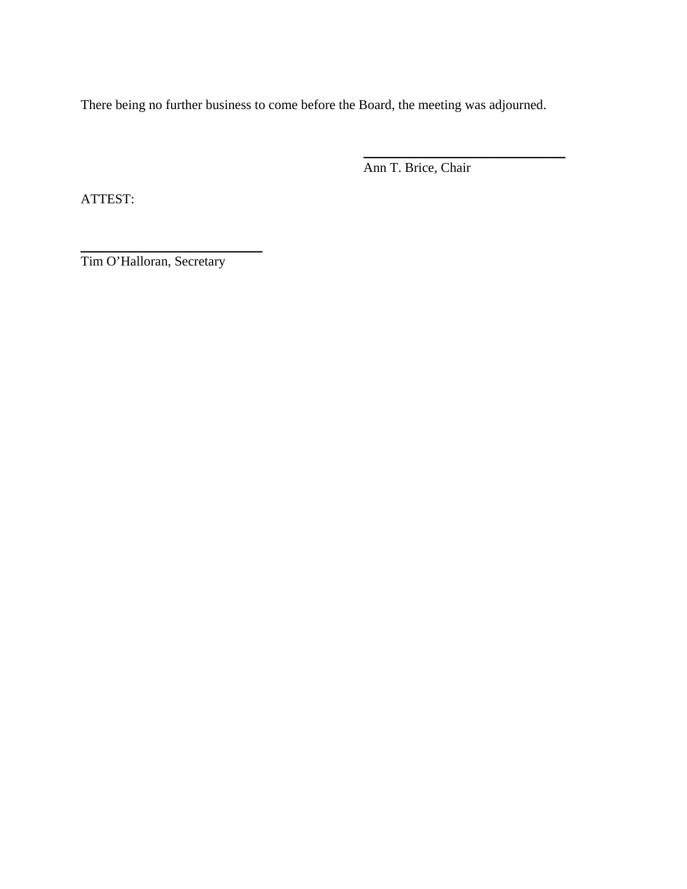There being no further business to come before the Board, the meeting was adjourned.

\_\_\_\_\_\_\_\_\_\_\_\_\_\_\_\_\_\_\_\_\_\_\_\_\_\_\_\_\_\_
Ann T. Brice, Chair

ATTEST:

\_\_\_\_\_\_\_\_\_\_\_\_\_\_\_\_\_\_\_\_\_\_\_\_\_\_\_\_
Tim O'Halloran, Secretary